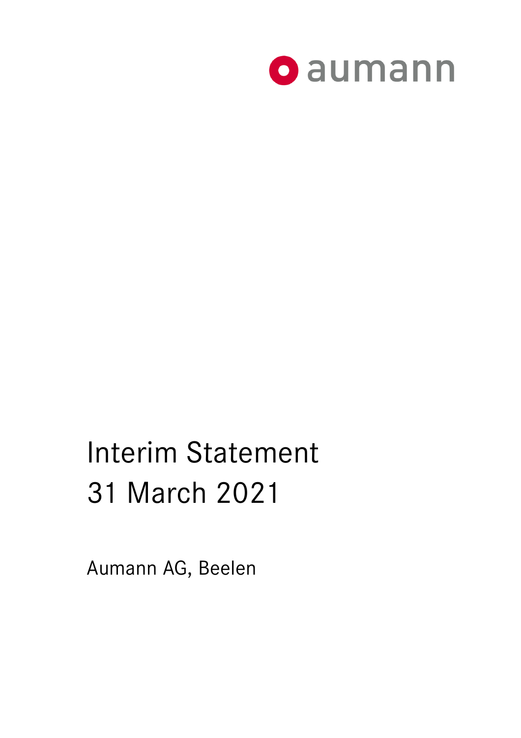aumann

# Interim Statement 31 March 2021

Aumann AG, Beelen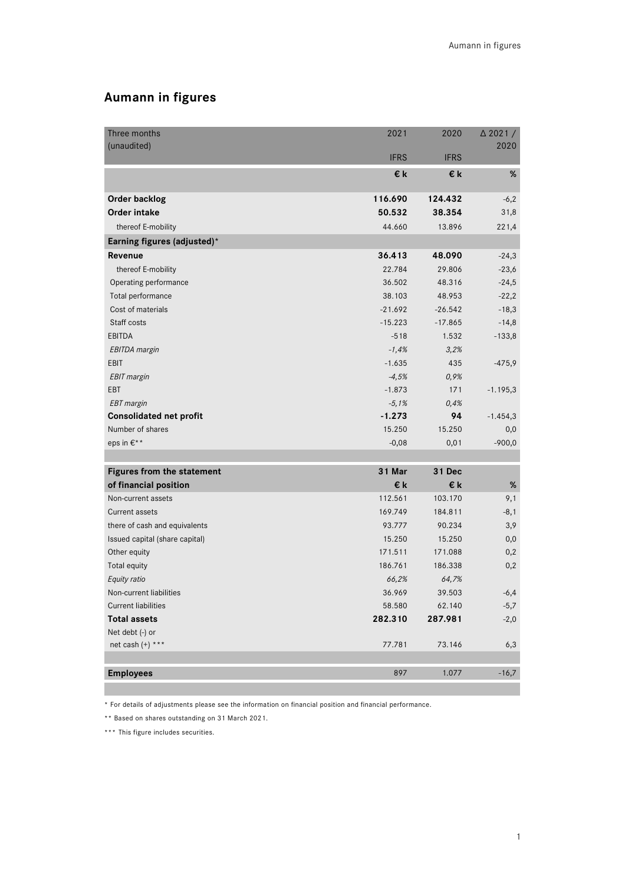# Aumann in figures

| Three months (unaudited) | 2021 IFRS | 2020 IFRS | Δ 2021 / 2020 |
|---|---|---|---|
| | **€ k** | **€ k** | **%** |
| **Order backlog** | **116.690** | **124.432** | -6,2 |
| **Order intake** | **50.532** | **38.354** | 31,8 |
| thereof E-mobility | 44.660 | 13.896 | 221,4 |
| **Earning figures (adjusted)*** | | | |
| **Revenue** | **36.413** | **48.090** | -24,3 |
| thereof E-mobility | 22.784 | 29.806 | -23,6 |
| Operating performance | 36.502 | 48.316 | -24,5 |
| Total performance | 38.103 | 48.953 | -22,2 |
| Cost of materials | -21.692 | -26.542 | -18,3 |
| Staff costs | -15.223 | -17.865 | -14,8 |
| EBITDA | -518 | 1.532 | -133,8 |
| *EBITDA margin* | *-1,4%* | *3,2%* | |
| EBIT | -1.635 | 435 | -475,9 |
| *EBIT margin* | *-4,5%* | *0,9%* | |
| EBT | -1.873 | 171 | -1.195,3 |
| *EBT margin* | *-5,1%* | *0,4%* | |
| **Consolidated net profit** | **-1.273** | **94** | -1.454,3 |
| Number of shares | 15.250 | 15.250 | 0,0 |
| eps in €** | -0,08 | 0,01 | -900,0 |

| Figures from the statement of financial position | 31 Mar € k | 31 Dec € k | % |
|---|---|---|---|
| Non-current assets | 112.561 | 103.170 | 9,1 |
| Current assets | 169.749 | 184.811 | -8,1 |
| there of cash and equivalents | 93.777 | 90.234 | 3,9 |
| Issued capital (share capital) | 15.250 | 15.250 | 0,0 |
| Other equity | 171.511 | 171.088 | 0,2 |
| Total equity | 186.761 | 186.338 | 0,2 |
| *Equity ratio* | *66,2%* | *64,7%* | |
| Non-current liabilities | 36.969 | 39.503 | -6,4 |
| Current liabilities | 58.580 | 62.140 | -5,7 |
| **Total assets** | **282.310** | **287.981** | -2,0 |
| Net debt (-) or net cash (+) *** | 77.781 | 73.146 | 6,3 |

| | | | |
|---|---|---|---|
| **Employees** | 897 | 1.077 | -16,7 |

* For details of adjustments please see the information on financial position and financial performance.

** Based on shares outstanding on 31 March 2021.

*** This figure includes securities.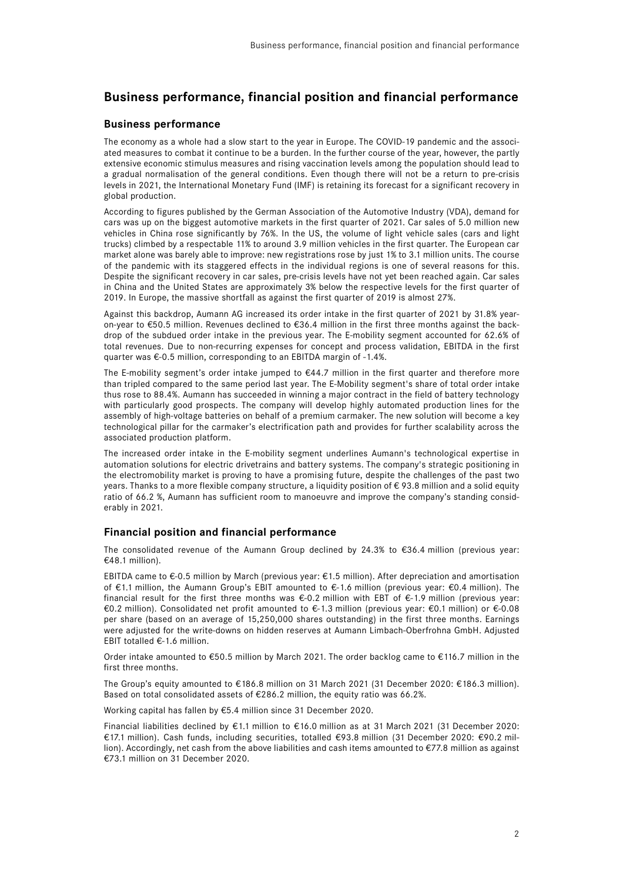# Business performance, financial position and financial performance

## Business performance

The economy as a whole had a slow start to the year in Europe. The COVID-19 pandemic and the associated measures to combat it continue to be a burden. In the further course of the year, however, the partly extensive economic stimulus measures and rising vaccination levels among the population should lead to a gradual normalisation of the general conditions. Even though there will not be a return to pre-crisis levels in 2021, the International Monetary Fund (IMF) is retaining its forecast for a significant recovery in global production.

According to figures published by the German Association of the Automotive Industry (VDA), demand for cars was up on the biggest automotive markets in the first quarter of 2021. Car sales of 5.0 million new vehicles in China rose significantly by 76%. In the US, the volume of light vehicle sales (cars and light trucks) climbed by a respectable 11% to around 3.9 million vehicles in the first quarter. The European car market alone was barely able to improve: new registrations rose by just 1% to 3.1 million units. The course of the pandemic with its staggered effects in the individual regions is one of several reasons for this. Despite the significant recovery in car sales, pre-crisis levels have not yet been reached again. Car sales in China and the United States are approximately 3% below the respective levels for the first quarter of 2019. In Europe, the massive shortfall as against the first quarter of 2019 is almost 27%.

Against this backdrop, Aumann AG increased its order intake in the first quarter of 2021 by 31.8% year-on-year to €50.5 million. Revenues declined to €36.4 million in the first three months against the backdrop of the subdued order intake in the previous year. The E-mobility segment accounted for 62.6% of total revenues. Due to non-recurring expenses for concept and process validation, EBITDA in the first quarter was €-0.5 million, corresponding to an EBITDA margin of -1.4%.

The E-mobility segment's order intake jumped to €44.7 million in the first quarter and therefore more than tripled compared to the same period last year. The E-Mobility segment's share of total order intake thus rose to 88.4%. Aumann has succeeded in winning a major contract in the field of battery technology with particularly good prospects. The company will develop highly automated production lines for the assembly of high-voltage batteries on behalf of a premium carmaker. The new solution will become a key technological pillar for the carmaker's electrification path and provides for further scalability across the associated production platform.

The increased order intake in the E-mobility segment underlines Aumann's technological expertise in automation solutions for electric drivetrains and battery systems. The company's strategic positioning in the electromobility market is proving to have a promising future, despite the challenges of the past two years. Thanks to a more flexible company structure, a liquidity position of € 93.8 million and a solid equity ratio of 66.2 %, Aumann has sufficient room to manoeuvre and improve the company's standing considerably in 2021.

## Financial position and financial performance

The consolidated revenue of the Aumann Group declined by 24.3% to €36.4 million (previous year: €48.1 million).

EBITDA came to €-0.5 million by March (previous year: €1.5 million). After depreciation and amortisation of €1.1 million, the Aumann Group's EBIT amounted to €-1.6 million (previous year: €0.4 million). The financial result for the first three months was €-0.2 million with EBT of €-1.9 million (previous year: €0.2 million). Consolidated net profit amounted to €-1.3 million (previous year: €0.1 million) or €-0.08 per share (based on an average of 15,250,000 shares outstanding) in the first three months. Earnings were adjusted for the write-downs on hidden reserves at Aumann Limbach-Oberfrohna GmbH. Adjusted EBIT totalled €-1.6 million.

Order intake amounted to €50.5 million by March 2021. The order backlog came to €116.7 million in the first three months.

The Group's equity amounted to €186.8 million on 31 March 2021 (31 December 2020: €186.3 million). Based on total consolidated assets of €286.2 million, the equity ratio was 66.2%.

Working capital has fallen by €5.4 million since 31 December 2020.

Financial liabilities declined by €1.1 million to €16.0 million as at 31 March 2021 (31 December 2020: €17.1 million). Cash funds, including securities, totalled €93.8 million (31 December 2020: €90.2 million). Accordingly, net cash from the above liabilities and cash items amounted to €77.8 million as against €73.1 million on 31 December 2020.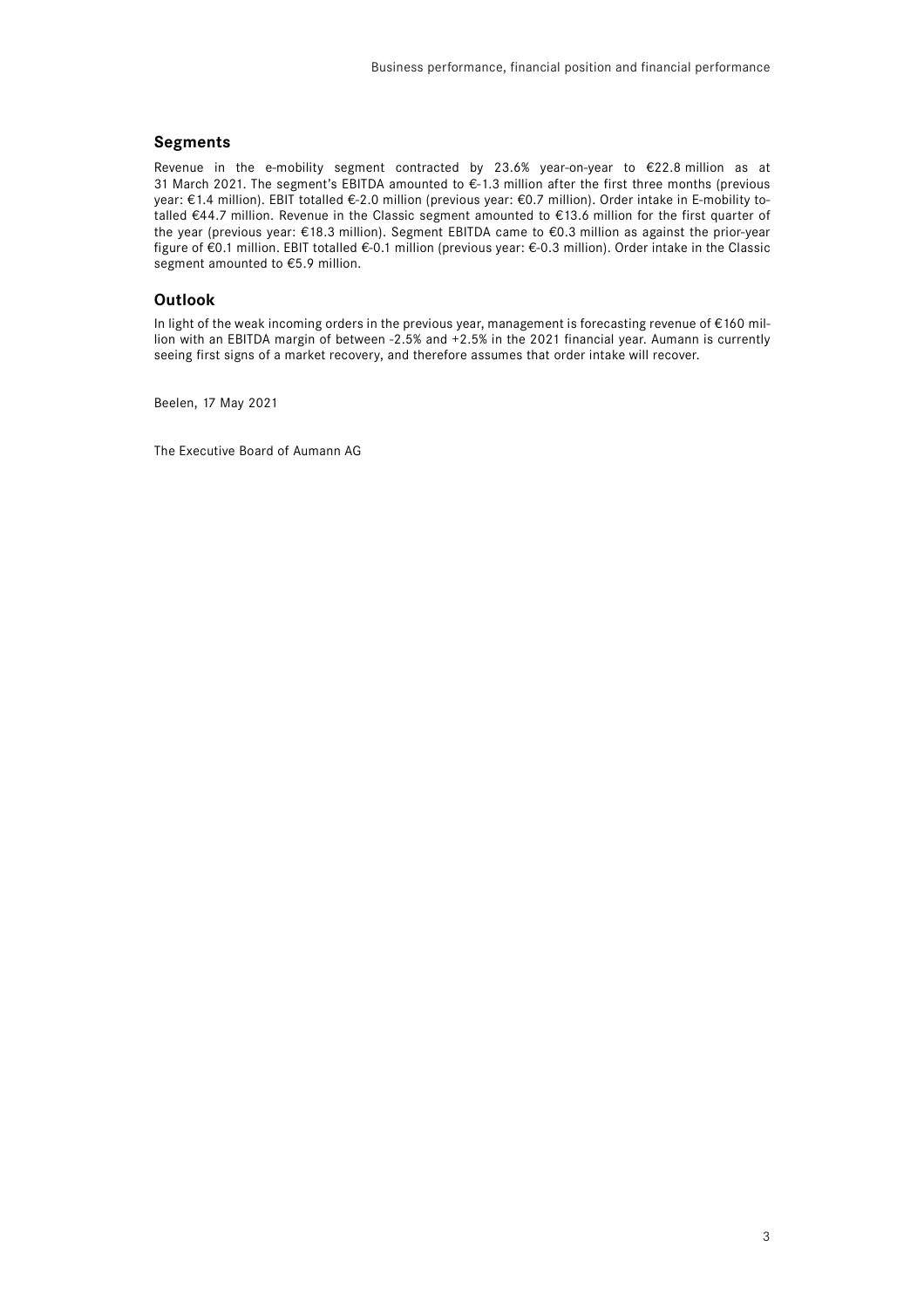## Segments

Revenue in the e-mobility segment contracted by 23.6% year-on-year to €22.8 million as at 31 March 2021. The segment's EBITDA amounted to €-1.3 million after the first three months (previous year: €1.4 million). EBIT totalled €-2.0 million (previous year: €0.7 million). Order intake in E-mobility totalled €44.7 million. Revenue in the Classic segment amounted to €13.6 million for the first quarter of the year (previous year: €18.3 million). Segment EBITDA came to €0.3 million as against the prior-year figure of €0.1 million. EBIT totalled €-0.1 million (previous year: €-0.3 million). Order intake in the Classic segment amounted to €5.9 million.

## Outlook

In light of the weak incoming orders in the previous year, management is forecasting revenue of €160 million with an EBITDA margin of between -2.5% and +2.5% in the 2021 financial year. Aumann is currently seeing first signs of a market recovery, and therefore assumes that order intake will recover.

Beelen, 17 May 2021

The Executive Board of Aumann AG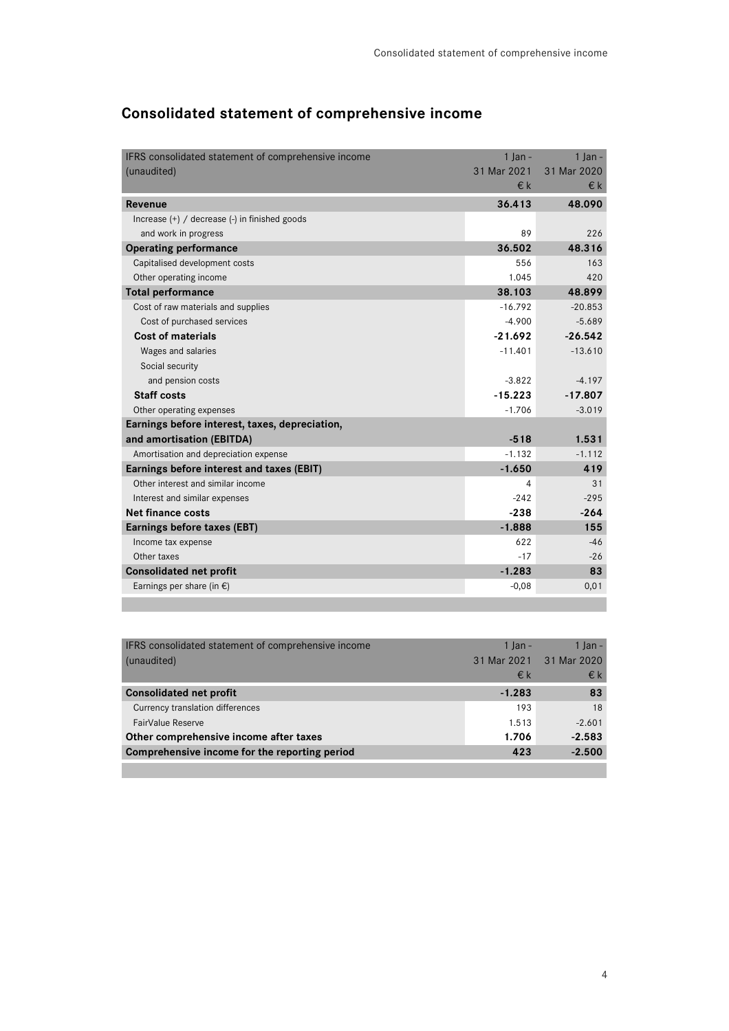# Consolidated statement of comprehensive income

| IFRS consolidated statement of comprehensive income (unaudited) | 1 Jan - 31 Mar 2021 €k | 1 Jan - 31 Mar 2020 €k |
|---|---|---|
| **Revenue** | **36.413** | **48.090** |
| Increase (+) / decrease (-) in finished goods and work in progress | 89 | 226 |
| **Operating performance** | **36.502** | **48.316** |
| Capitalised development costs | 556 | 163 |
| Other operating income | 1.045 | 420 |
| **Total performance** | **38.103** | **48.899** |
| Cost of raw materials and supplies | -16.792 | -20.853 |
| Cost of purchased services | -4.900 | -5.689 |
| **Cost of materials** | **-21.692** | **-26.542** |
| Wages and salaries | -11.401 | -13.610 |
| Social security and pension costs | -3.822 | -4.197 |
| **Staff costs** | **-15.223** | **-17.807** |
| Other operating expenses | -1.706 | -3.019 |
| **Earnings before interest, taxes, depreciation, and amortisation (EBITDA)** | **-518** | **1.531** |
| Amortisation and depreciation expense | -1.132 | -1.112 |
| **Earnings before interest and taxes (EBIT)** | **-1.650** | **419** |
| Other interest and similar income | 4 | 31 |
| Interest and similar expenses | -242 | -295 |
| **Net finance costs** | **-238** | **-264** |
| **Earnings before taxes (EBT)** | **-1.888** | **155** |
| Income tax expense | 622 | -46 |
| Other taxes | -17 | -26 |
| **Consolidated net profit** | **-1.283** | **83** |
| Earnings per share (in €) | -0,08 | 0,01 |

| IFRS consolidated statement of comprehensive income (unaudited) | 1 Jan - 31 Mar 2021 €k | 1 Jan - 31 Mar 2020 €k |
|---|---|---|
| **Consolidated net profit** | **-1.283** | **83** |
| Currency translation differences | 193 | 18 |
| FairValue Reserve | 1.513 | -2.601 |
| **Other comprehensive income after taxes** | **1.706** | **-2.583** |
| **Comprehensive income for the reporting period** | **423** | **-2.500** |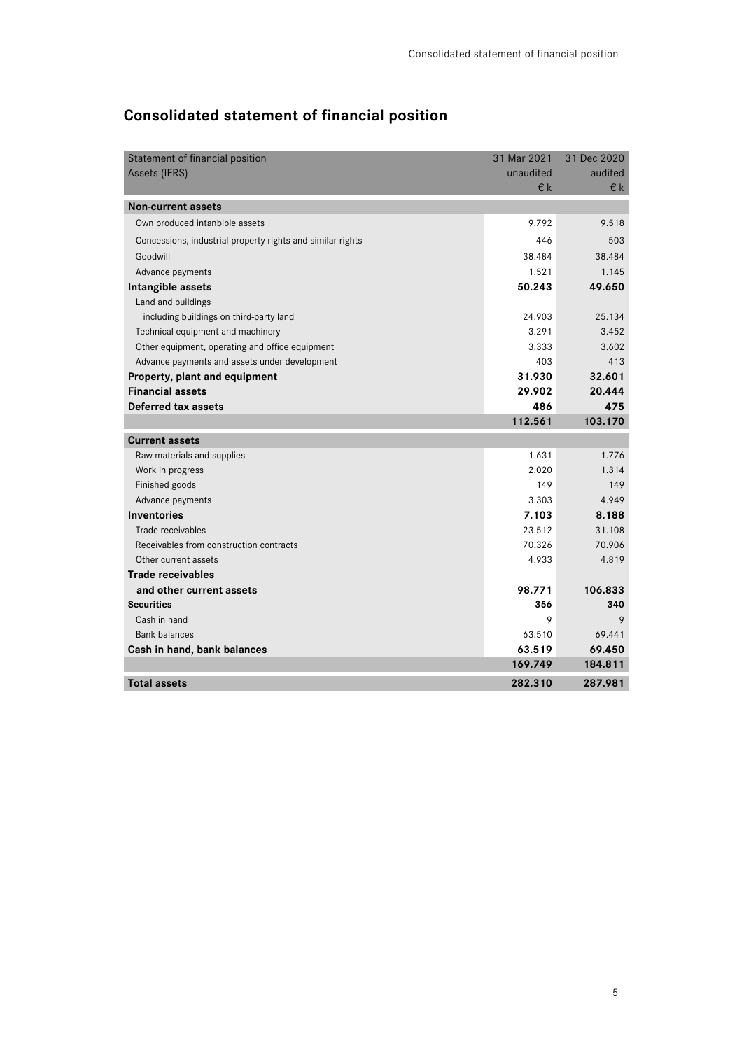# Consolidated statement of financial position

| Statement of financial position<br>Assets (IFRS) | 31 Mar 2021<br>unaudited<br>€ k | 31 Dec 2020<br>audited<br>€ k |
|---|---|---|
| **Non-current assets** | | |
| Own produced intanbible assets | 9.792 | 9.518 |
| Concessions, industrial property rights and similar rights | 446 | 503 |
| Goodwill | 38.484 | 38.484 |
| Advance payments | 1.521 | 1.145 |
| **Intangible assets** | **50.243** | **49.650** |
| Land and buildings<br>including buildings on third-party land | 24.903 | 25.134 |
| Technical equipment and machinery | 3.291 | 3.452 |
| Other equipment, operating and office equipment | 3.333 | 3.602 |
| Advance payments and assets under development | 403 | 413 |
| **Property, plant and equipment** | **31.930** | **32.601** |
| **Financial assets** | **29.902** | **20.444** |
| **Deferred tax assets** | **486** | **475** |
| | **112.561** | **103.170** |
| **Current assets** | | |
| Raw materials and supplies | 1.631 | 1.776 |
| Work in progress | 2.020 | 1.314 |
| Finished goods | 149 | 149 |
| Advance payments | 3.303 | 4.949 |
| **Inventories** | **7.103** | **8.188** |
| Trade receivables | 23.512 | 31.108 |
| Receivables from construction contracts | 70.326 | 70.906 |
| Other current assets | 4.933 | 4.819 |
| **Trade receivables and other current assets** | **98.771** | **106.833** |
| **Securities** | **356** | **340** |
| Cash in hand | 9 | 9 |
| Bank balances | 63.510 | 69.441 |
| **Cash in hand, bank balances** | **63.519** | **69.450** |
| | **169.749** | **184.811** |
| **Total assets** | **282.310** | **287.981** |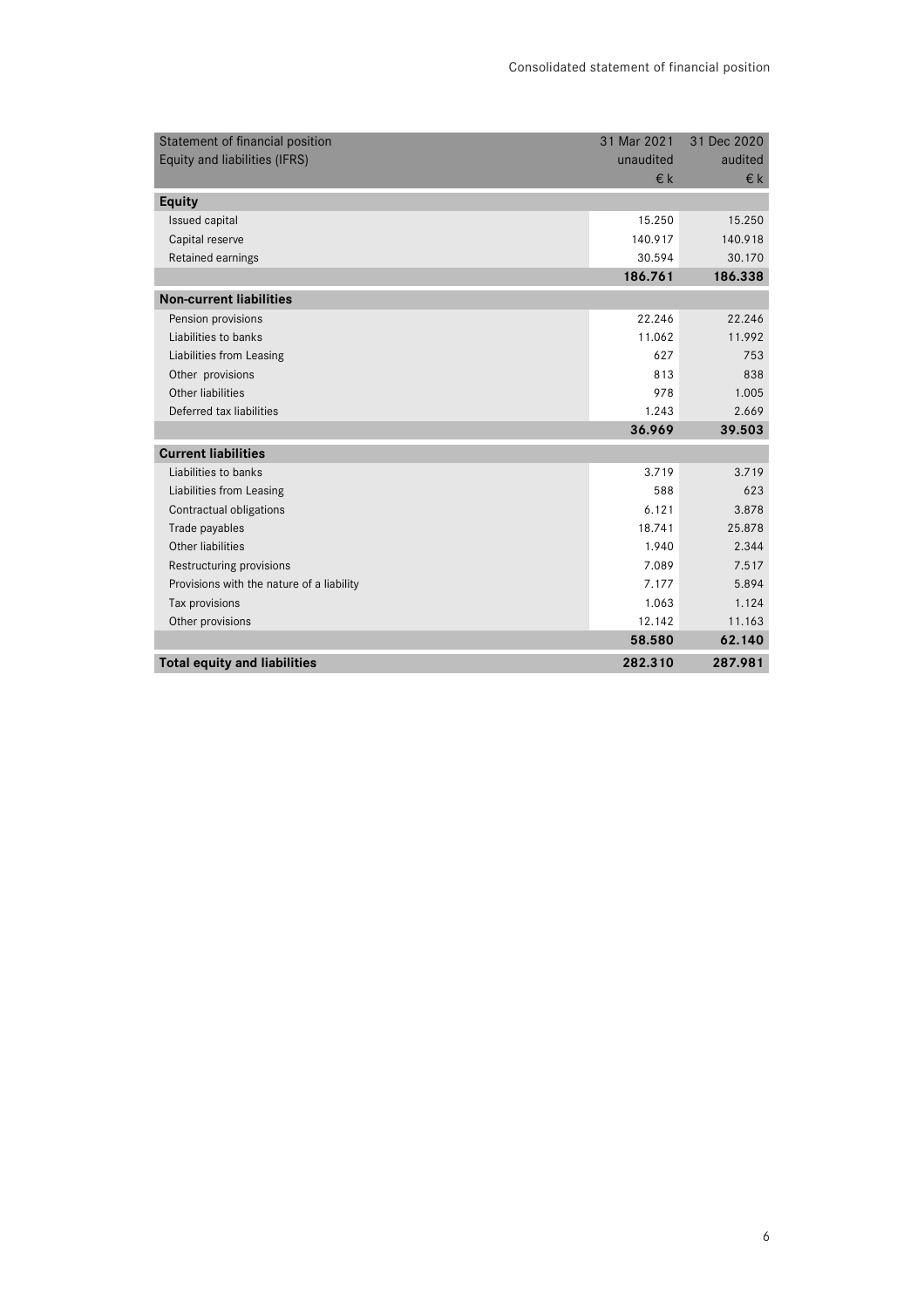| Statement of financial position<br>Equity and liabilities (IFRS) | 31 Mar 2021<br>unaudited<br>€ k | 31 Dec 2020<br>audited<br>€ k |
|---|---|---|
| **Equity** | | |
| Issued capital | 15.250 | 15.250 |
| Capital reserve | 140.917 | 140.918 |
| Retained earnings | 30.594 | 30.170 |
| | **186.761** | **186.338** |
| **Non-current liabilities** | | |
| Pension provisions | 22.246 | 22.246 |
| Liabilities to banks | 11.062 | 11.992 |
| Liabilities from Leasing | 627 | 753 |
| Other provisions | 813 | 838 |
| Other liabilities | 978 | 1.005 |
| Deferred tax liabilities | 1.243 | 2.669 |
| | **36.969** | **39.503** |
| **Current liabilities** | | |
| Liabilities to banks | 3.719 | 3.719 |
| Liabilities from Leasing | 588 | 623 |
| Contractual obligations | 6.121 | 3.878 |
| Trade payables | 18.741 | 25.878 |
| Other liabilities | 1.940 | 2.344 |
| Restructuring provisions | 7.089 | 7.517 |
| Provisions with the nature of a liability | 7.177 | 5.894 |
| Tax provisions | 1.063 | 1.124 |
| Other provisions | 12.142 | 11.163 |
| | **58.580** | **62.140** |
| **Total equity and liabilities** | **282.310** | **287.981** |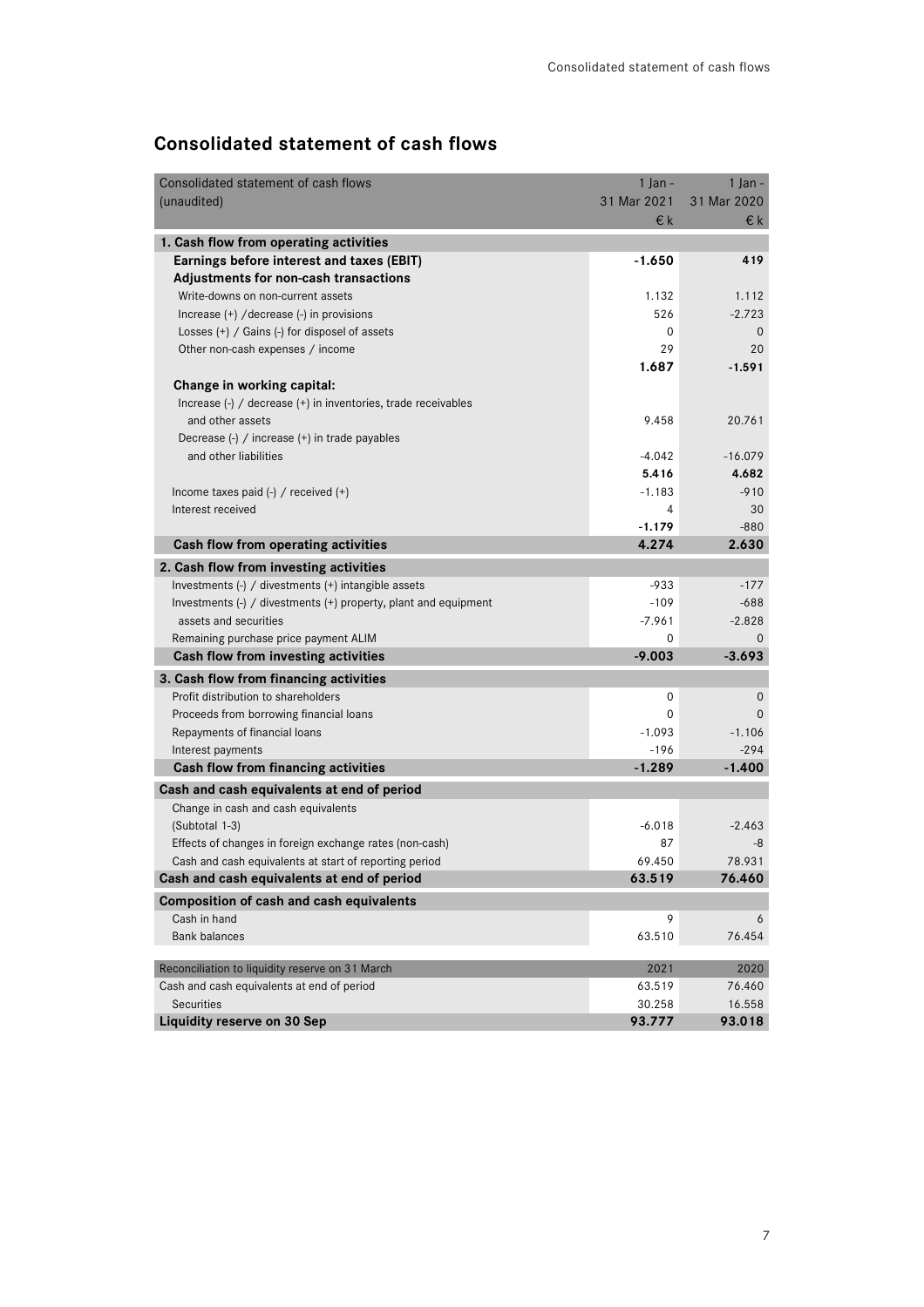# Consolidated statement of cash flows

| Consolidated statement of cash flows (unaudited) | 1 Jan - 31 Mar 2021 €k | 1 Jan - 31 Mar 2020 €k |
|---|---|---|
| **1. Cash flow from operating activities** | | |
| **Earnings before interest and taxes (EBIT)** | **-1.650** | **419** |
| **Adjustments for non-cash transactions** | | |
| Write-downs on non-current assets | 1.132 | 1.112 |
| Increase (+) /decrease (-) in provisions | 526 | -2.723 |
| Losses (+) / Gains (-) for disposel of assets | 0 | 0 |
| Other non-cash expenses / income | 29 | 20 |
| | **1.687** | **-1.591** |
| **Change in working capital:** | | |
| Increase (-) / decrease (+) in inventories, trade receivables and other assets | 9.458 | 20.761 |
| Decrease (-) / increase (+) in trade payables and other liabilities | -4.042 | -16.079 |
| | **5.416** | **4.682** |
| Income taxes paid (-) / received (+) | -1.183 | -910 |
| Interest received | 4 | 30 |
| | **-1.179** | -880 |
| **Cash flow from operating activities** | **4.274** | **2.630** |
| **2. Cash flow from investing activities** | | |
| Investments (-) / divestments (+) intangible assets | -933 | -177 |
| Investments (-) / divestments (+) property, plant and equipment | -109 | -688 |
| assets and securities | -7.961 | -2.828 |
| Remaining purchase price payment ALIM | 0 | 0 |
| **Cash flow from investing activities** | **-9.003** | **-3.693** |
| **3. Cash flow from financing activities** | | |
| Profit distribution to shareholders | 0 | 0 |
| Proceeds from borrowing financial loans | 0 | 0 |
| Repayments of financial loans | -1.093 | -1.106 |
| Interest payments | -196 | -294 |
| **Cash flow from financing activities** | **-1.289** | **-1.400** |
| **Cash and cash equivalents at end of period** | | |
| Change in cash and cash equivalents (Subtotal 1-3) | -6.018 | -2.463 |
| Effects of changes in foreign exchange rates (non-cash) | 87 | -8 |
| Cash and cash equivalents at start of reporting period | 69.450 | 78.931 |
| **Cash and cash equivalents at end of period** | **63.519** | **76.460** |
| **Composition of cash and cash equivalents** | | |
| Cash in hand | 9 | 6 |
| Bank balances | 63.510 | 76.454 |

| Reconciliation to liquidity reserve on 31 March | 2021 | 2020 |
|---|---|---|
| Cash and cash equivalents at end of period | 63.519 | 76.460 |
| Securities | 30.258 | 16.558 |
| **Liquidity reserve on 30 Sep** | **93.777** | **93.018** |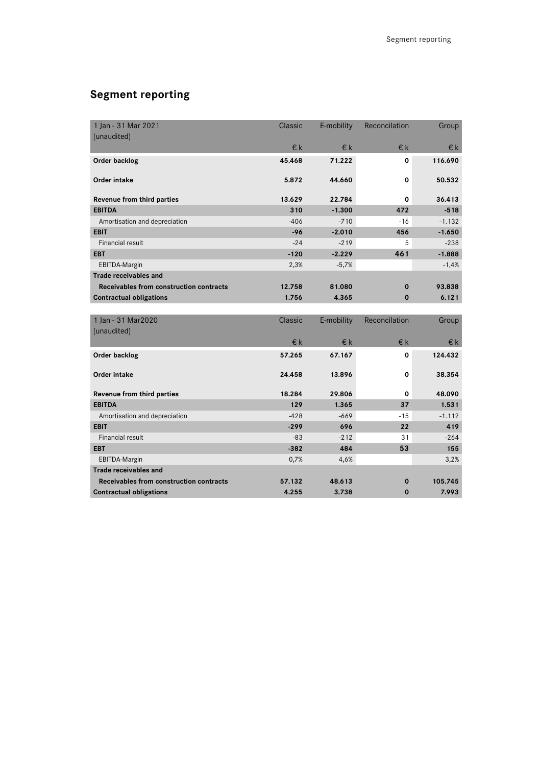# Segment reporting

| 1 Jan - 31 Mar 2021 (unaudited) | Classic | E-mobility | Reconcilation | Group |
|---|---|---|---|---|
| | € k | € k | € k | € k |
| **Order backlog** | **45.468** | **71.222** | **0** | **116.690** |
| **Order intake** | **5.872** | **44.660** | **0** | **50.532** |
| **Revenue from third parties** | **13.629** | **22.784** | **0** | **36.413** |
| **EBITDA** | **310** | **-1.300** | **472** | **-518** |
| Amortisation and depreciation | -406 | -710 | -16 | -1.132 |
| **EBIT** | **-96** | **-2.010** | **456** | **-1.650** |
| Financial result | -24 | -219 | 5 | -238 |
| **EBT** | **-120** | **-2.229** | **461** | **-1.888** |
| EBITDA-Margin | 2,3% | -5,7% | | -1,4% |
| **Trade receivables and** | | | | |
| **Receivables from construction contracts** | **12.758** | **81.080** | **0** | **93.838** |
| **Contractual obligations** | **1.756** | **4.365** | **0** | **6.121** |

| 1 Jan - 31 Mar2020 (unaudited) | Classic | E-mobility | Reconcilation | Group |
|---|---|---|---|---|
| | € k | € k | € k | € k |
| **Order backlog** | **57.265** | **67.167** | **0** | **124.432** |
| **Order intake** | **24.458** | **13.896** | **0** | **38.354** |
| **Revenue from third parties** | **18.284** | **29.806** | **0** | **48.090** |
| **EBITDA** | **129** | **1.365** | **37** | **1.531** |
| Amortisation and depreciation | -428 | -669 | -15 | -1.112 |
| **EBIT** | **-299** | **696** | **22** | **419** |
| Financial result | -83 | -212 | 31 | -264 |
| **EBT** | **-382** | **484** | **53** | **155** |
| EBITDA-Margin | 0,7% | 4,6% | | 3,2% |
| **Trade receivables and** | | | | |
| **Receivables from construction contracts** | **57.132** | **48.613** | **0** | **105.745** |
| **Contractual obligations** | **4.255** | **3.738** | **0** | **7.993** |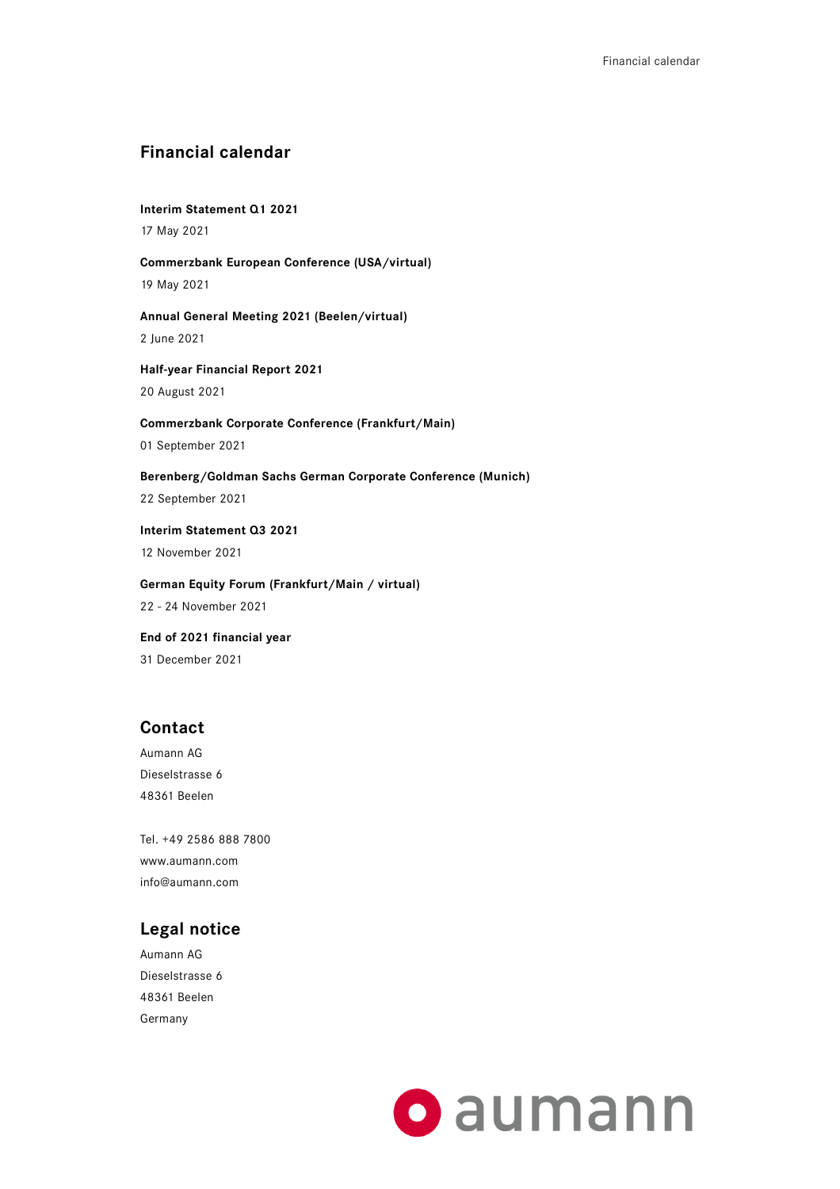# Financial calendar

**Interim Statement Q1 2021**

17 May 2021

**Commerzbank European Conference (USA/virtual)**

19 May 2021

**Annual General Meeting 2021 (Beelen/virtual)**

2 June 2021

**Half-year Financial Report 2021**

20 August 2021

**Commerzbank Corporate Conference (Frankfurt/Main)**

01 September 2021

**Berenberg/Goldman Sachs German Corporate Conference (Munich)**

22 September 2021

**Interim Statement Q3 2021**

12 November 2021

**German Equity Forum (Frankfurt/Main / virtual)**

22 - 24 November 2021

**End of 2021 financial year**

31 December 2021

## Contact

Aumann AG
Dieselstrasse 6
48361 Beelen

Tel. +49 2586 888 7800
www.aumann.com
info@aumann.com

## Legal notice

Aumann AG
Dieselstrasse 6
48361 Beelen
Germany

aumann